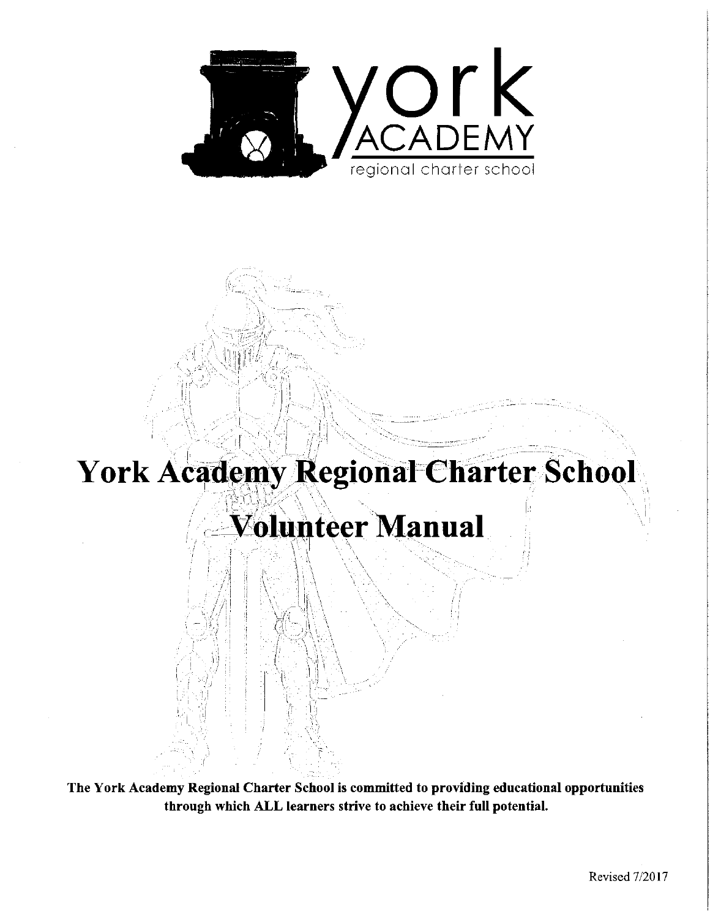york
ACADEMY
regional charter school

# York Academy Regional Charter School

# Volunteer Manual

**The York Academy Regional Charter School is committed to providing educational opportunities through which ALL learners strive to achieve their full potential.**

Revised 7/2017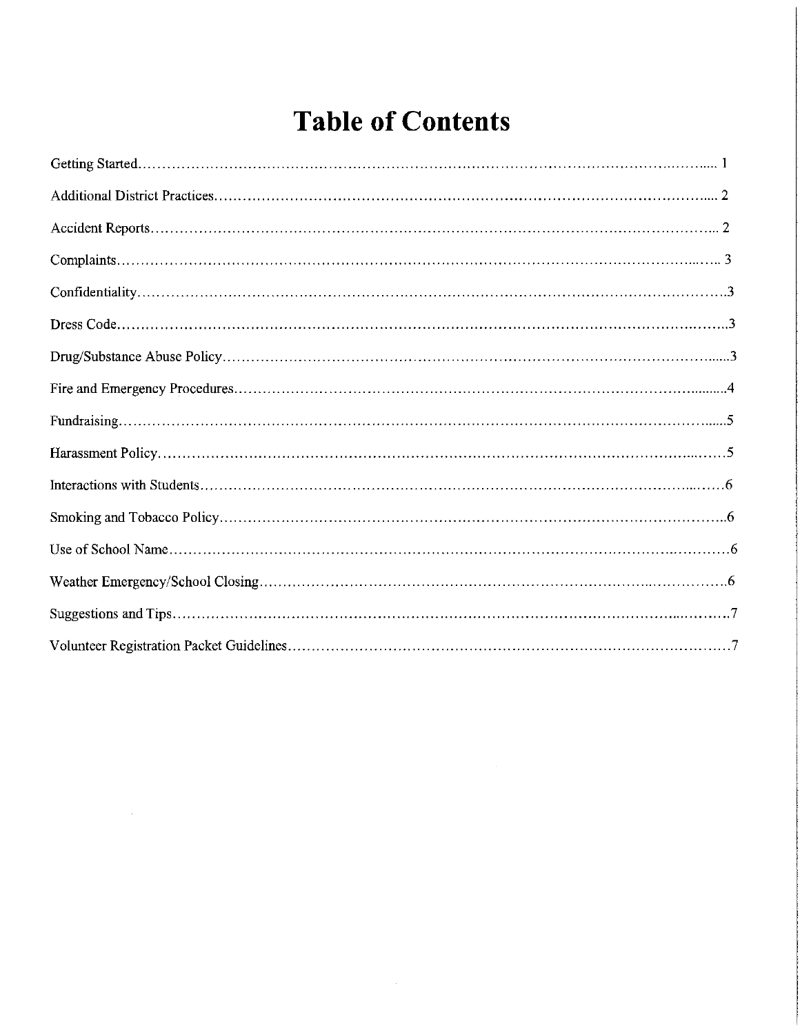# Table of Contents

| | |
|---|---|
| Getting Started | 1 |
| Additional District Practices | 2 |
| Accident Reports | 2 |
| Complaints | 3 |
| Confidentiality | 3 |
| Dress Code | 3 |
| Drug/Substance Abuse Policy | 3 |
| Fire and Emergency Procedures | 4 |
| Fundraising | 5 |
| Harassment Policy | 5 |
| Interactions with Students | 6 |
| Smoking and Tobacco Policy | 6 |
| Use of School Name | 6 |
| Weather Emergency/School Closing | 6 |
| Suggestions and Tips | 7 |
| Volunteer Registration Packet Guidelines | 7 |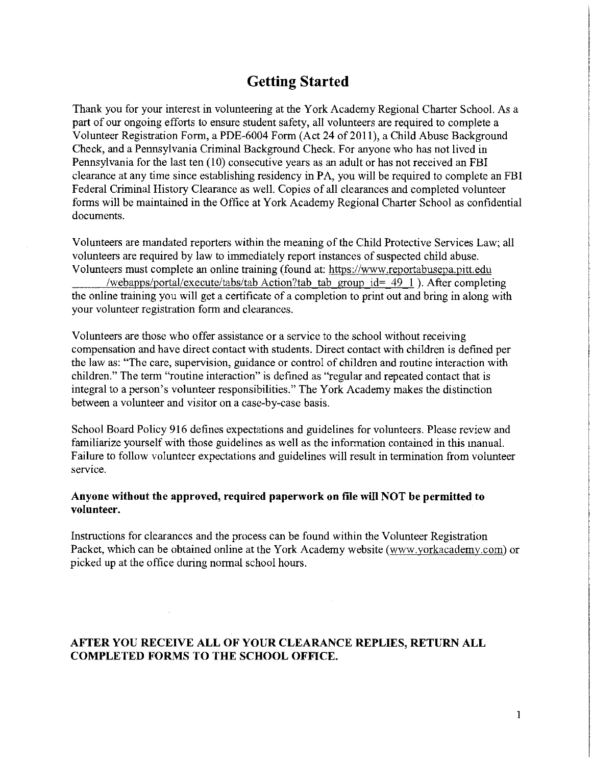# Getting Started

Thank you for your interest in volunteering at the York Academy Regional Charter School. As a part of our ongoing efforts to ensure student safety, all volunteers are required to complete a Volunteer Registration Form, a PDE-6004 Form (Act 24 of 2011), a Child Abuse Background Check, and a Pennsylvania Criminal Background Check. For anyone who has not lived in Pennsylvania for the last ten (10) consecutive years as an adult or has not received an FBI clearance at any time since establishing residency in PA, you will be required to complete an FBI Federal Criminal History Clearance as well. Copies of all clearances and completed volunteer forms will be maintained in the Office at York Academy Regional Charter School as confidential documents.

Volunteers are mandated reporters within the meaning of the Child Protective Services Law; all volunteers are required by law to immediately report instances of suspected child abuse. Volunteers must complete an online training (found at: https://www.reportabusepa.pitt.edu /webapps/portal/execute/tabs/tab Action?tab_tab_group_id=_49_1 ). After completing the online training you will get a certificate of a completion to print out and bring in along with your volunteer registration form and clearances.

Volunteers are those who offer assistance or a service to the school without receiving compensation and have direct contact with students. Direct contact with children is defined per the law as: "The care, supervision, guidance or control of children and routine interaction with children." The term "routine interaction" is defined as "regular and repeated contact that is integral to a person's volunteer responsibilities." The York Academy makes the distinction between a volunteer and visitor on a case-by-case basis.

School Board Policy 916 defines expectations and guidelines for volunteers. Please review and familiarize yourself with those guidelines as well as the information contained in this manual. Failure to follow volunteer expectations and guidelines will result in termination from volunteer service.

**Anyone without the approved, required paperwork on file will NOT be permitted to volunteer.**

Instructions for clearances and the process can be found within the Volunteer Registration Packet, which can be obtained online at the York Academy website (www.yorkacademy.com) or picked up at the office during normal school hours.

**AFTER YOU RECEIVE ALL OF YOUR CLEARANCE REPLIES, RETURN ALL COMPLETED FORMS TO THE SCHOOL OFFICE.**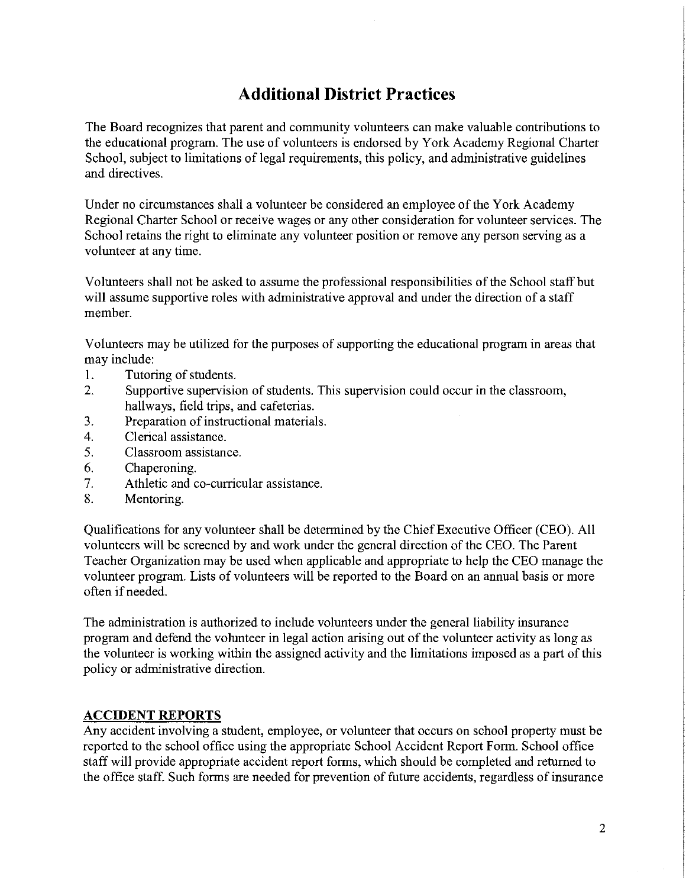# Additional District Practices

The Board recognizes that parent and community volunteers can make valuable contributions to the educational program. The use of volunteers is endorsed by York Academy Regional Charter School, subject to limitations of legal requirements, this policy, and administrative guidelines and directives.

Under no circumstances shall a volunteer be considered an employee of the York Academy Regional Charter School or receive wages or any other consideration for volunteer services. The School retains the right to eliminate any volunteer position or remove any person serving as a volunteer at any time.

Volunteers shall not be asked to assume the professional responsibilities of the School staff but will assume supportive roles with administrative approval and under the direction of a staff member.

Volunteers may be utilized for the purposes of supporting the educational program in areas that may include:

1. Tutoring of students.
2. Supportive supervision of students. This supervision could occur in the classroom, hallways, field trips, and cafeterias.
3. Preparation of instructional materials.
4. Clerical assistance.
5. Classroom assistance.
6. Chaperoning.
7. Athletic and co-curricular assistance.
8. Mentoring.

Qualifications for any volunteer shall be determined by the Chief Executive Officer (CEO). All volunteers will be screened by and work under the general direction of the CEO. The Parent Teacher Organization may be used when applicable and appropriate to help the CEO manage the volunteer program. Lists of volunteers will be reported to the Board on an annual basis or more often if needed.

The administration is authorized to include volunteers under the general liability insurance program and defend the volunteer in legal action arising out of the volunteer activity as long as the volunteer is working within the assigned activity and the limitations imposed as a part of this policy or administrative direction.

**ACCIDENT REPORTS**

Any accident involving a student, employee, or volunteer that occurs on school property must be reported to the school office using the appropriate School Accident Report Form. School office staff will provide appropriate accident report forms, which should be completed and returned to the office staff. Such forms are needed for prevention of future accidents, regardless of insurance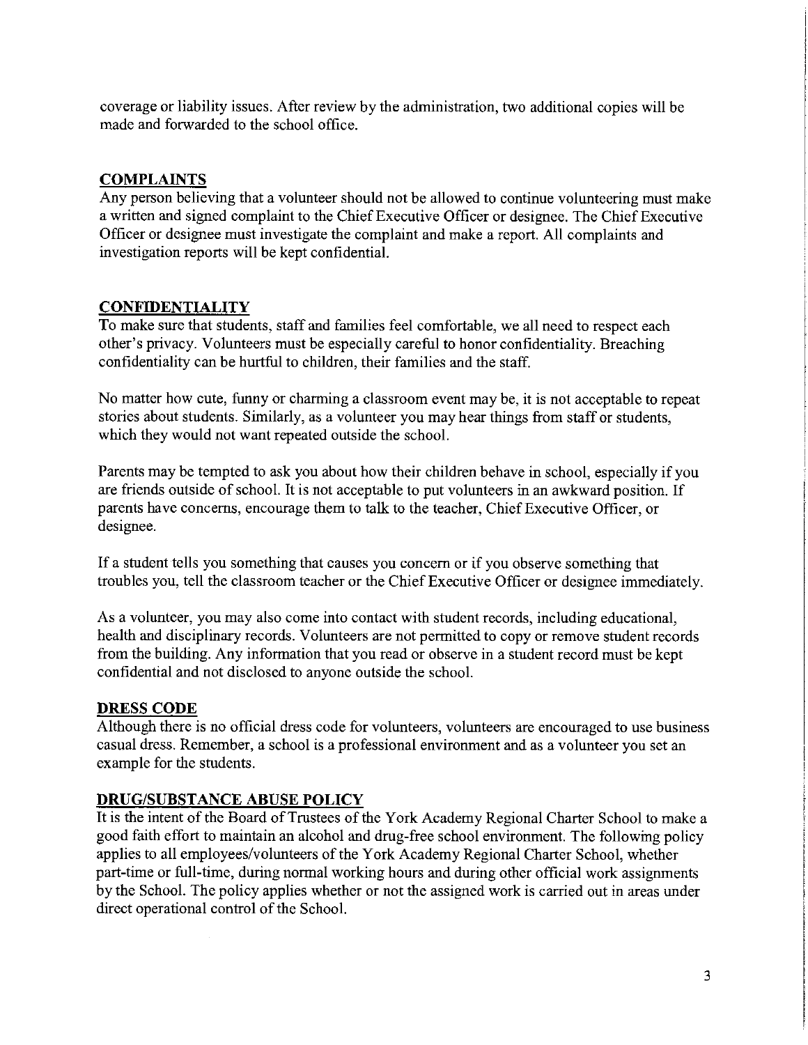coverage or liability issues. After review by the administration, two additional copies will be made and forwarded to the school office.

## COMPLAINTS

Any person believing that a volunteer should not be allowed to continue volunteering must make a written and signed complaint to the Chief Executive Officer or designee. The Chief Executive Officer or designee must investigate the complaint and make a report. All complaints and investigation reports will be kept confidential.

## CONFIDENTIALITY

To make sure that students, staff and families feel comfortable, we all need to respect each other's privacy. Volunteers must be especially careful to honor confidentiality. Breaching confidentiality can be hurtful to children, their families and the staff.

No matter how cute, funny or charming a classroom event may be, it is not acceptable to repeat stories about students. Similarly, as a volunteer you may hear things from staff or students, which they would not want repeated outside the school.

Parents may be tempted to ask you about how their children behave in school, especially if you are friends outside of school. It is not acceptable to put volunteers in an awkward position. If parents have concerns, encourage them to talk to the teacher, Chief Executive Officer, or designee.

If a student tells you something that causes you concern or if you observe something that troubles you, tell the classroom teacher or the Chief Executive Officer or designee immediately.

As a volunteer, you may also come into contact with student records, including educational, health and disciplinary records. Volunteers are not permitted to copy or remove student records from the building. Any information that you read or observe in a student record must be kept confidential and not disclosed to anyone outside the school.

## DRESS CODE

Although there is no official dress code for volunteers, volunteers are encouraged to use business casual dress. Remember, a school is a professional environment and as a volunteer you set an example for the students.

## DRUG/SUBSTANCE ABUSE POLICY

It is the intent of the Board of Trustees of the York Academy Regional Charter School to make a good faith effort to maintain an alcohol and drug-free school environment. The following policy applies to all employees/volunteers of the York Academy Regional Charter School, whether part-time or full-time, during normal working hours and during other official work assignments by the School. The policy applies whether or not the assigned work is carried out in areas under direct operational control of the School.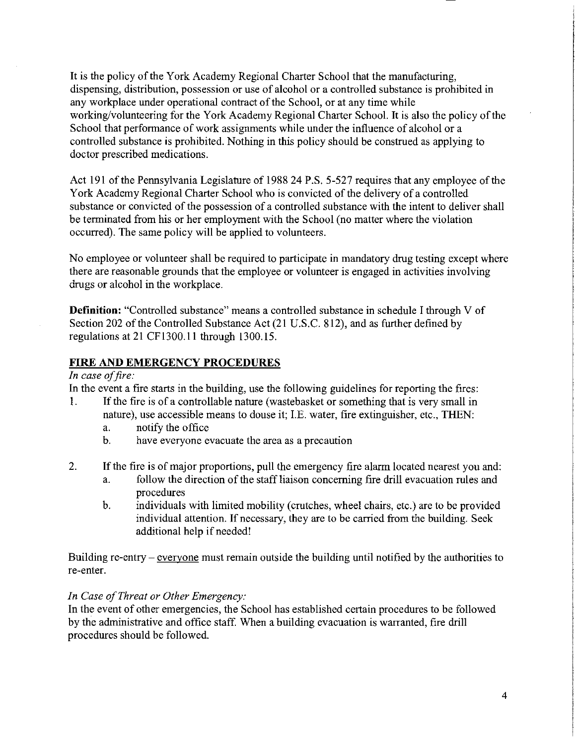It is the policy of the York Academy Regional Charter School that the manufacturing, dispensing, distribution, possession or use of alcohol or a controlled substance is prohibited in any workplace under operational contract of the School, or at any time while working/volunteering for the York Academy Regional Charter School. It is also the policy of the School that performance of work assignments while under the influence of alcohol or a controlled substance is prohibited. Nothing in this policy should be construed as applying to doctor prescribed medications.

Act 191 of the Pennsylvania Legislature of 1988 24 P.S. 5-527 requires that any employee of the York Academy Regional Charter School who is convicted of the delivery of a controlled substance or convicted of the possession of a controlled substance with the intent to deliver shall be terminated from his or her employment with the School (no matter where the violation occurred). The same policy will be applied to volunteers.

No employee or volunteer shall be required to participate in mandatory drug testing except where there are reasonable grounds that the employee or volunteer is engaged in activities involving drugs or alcohol in the workplace.

**Definition:** "Controlled substance" means a controlled substance in schedule I through V of Section 202 of the Controlled Substance Act (21 U.S.C. 812), and as further defined by regulations at 21 CF1300.11 through 1300.15.

## FIRE AND EMERGENCY PROCEDURES

*In case of fire:*

In the event a fire starts in the building, use the following guidelines for reporting the fires:

1. If the fire is of a controllable nature (wastebasket or something that is very small in nature), use accessible means to douse it; I.E. water, fire extinguisher, etc., THEN:
   a. notify the office
   b. have everyone evacuate the area as a precaution

2. If the fire is of major proportions, pull the emergency fire alarm located nearest you and:
   a. follow the direction of the staff liaison concerning fire drill evacuation rules and procedures
   b. individuals with limited mobility (crutches, wheel chairs, etc.) are to be provided individual attention. If necessary, they are to be carried from the building. Seek additional help if needed!

Building re-entry – <u>everyone</u> must remain outside the building until notified by the authorities to re-enter.

*In Case of Threat or Other Emergency:*

In the event of other emergencies, the School has established certain procedures to be followed by the administrative and office staff. When a building evacuation is warranted, fire drill procedures should be followed.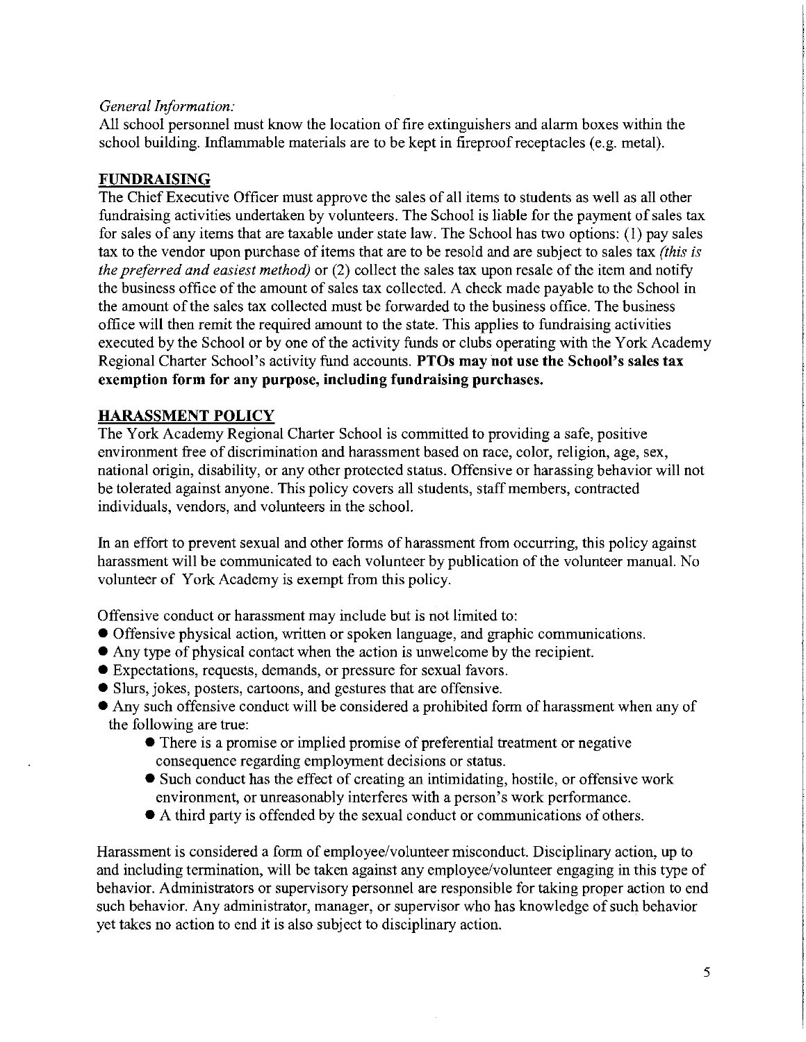*General Information:*
All school personnel must know the location of fire extinguishers and alarm boxes within the school building. Inflammable materials are to be kept in fireproof receptacles (e.g. metal).

## FUNDRAISING

The Chief Executive Officer must approve the sales of all items to students as well as all other fundraising activities undertaken by volunteers. The School is liable for the payment of sales tax for sales of any items that are taxable under state law. The School has two options: (1) pay sales tax to the vendor upon purchase of items that are to be resold and are subject to sales tax *(this is the preferred and easiest method)* or (2) collect the sales tax upon resale of the item and notify the business office of the amount of sales tax collected. A check made payable to the School in the amount of the sales tax collected must be forwarded to the business office. The business office will then remit the required amount to the state. This applies to fundraising activities executed by the School or by one of the activity funds or clubs operating with the York Academy Regional Charter School's activity fund accounts. **PTOs may not use the School's sales tax exemption form for any purpose, including fundraising purchases.**

## HARASSMENT POLICY

The York Academy Regional Charter School is committed to providing a safe, positive environment free of discrimination and harassment based on race, color, religion, age, sex, national origin, disability, or any other protected status. Offensive or harassing behavior will not be tolerated against anyone. This policy covers all students, staff members, contracted individuals, vendors, and volunteers in the school.

In an effort to prevent sexual and other forms of harassment from occurring, this policy against harassment will be communicated to each volunteer by publication of the volunteer manual. No volunteer of York Academy is exempt from this policy.

Offensive conduct or harassment may include but is not limited to:

- Offensive physical action, written or spoken language, and graphic communications.
- Any type of physical contact when the action is unwelcome by the recipient.
- Expectations, requests, demands, or pressure for sexual favors.
- Slurs, jokes, posters, cartoons, and gestures that are offensive.
- Any such offensive conduct will be considered a prohibited form of harassment when any of the following are true:
    - There is a promise or implied promise of preferential treatment or negative consequence regarding employment decisions or status.
    - Such conduct has the effect of creating an intimidating, hostile, or offensive work environment, or unreasonably interferes with a person's work performance.
    - A third party is offended by the sexual conduct or communications of others.

Harassment is considered a form of employee/volunteer misconduct. Disciplinary action, up to and including termination, will be taken against any employee/volunteer engaging in this type of behavior. Administrators or supervisory personnel are responsible for taking proper action to end such behavior. Any administrator, manager, or supervisor who has knowledge of such behavior yet takes no action to end it is also subject to disciplinary action.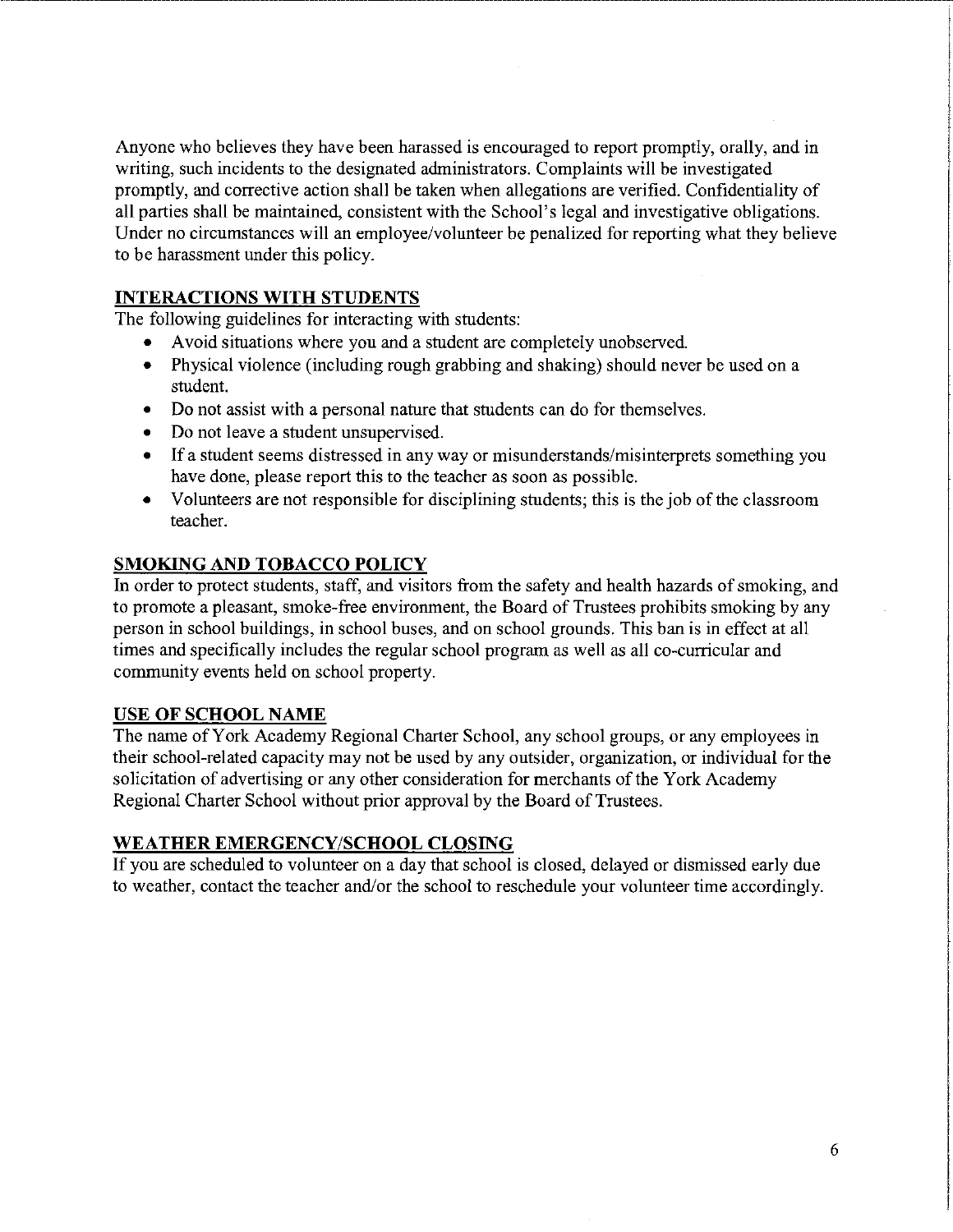Anyone who believes they have been harassed is encouraged to report promptly, orally, and in writing, such incidents to the designated administrators. Complaints will be investigated promptly, and corrective action shall be taken when allegations are verified. Confidentiality of all parties shall be maintained, consistent with the School's legal and investigative obligations. Under no circumstances will an employee/volunteer be penalized for reporting what they believe to be harassment under this policy.

## INTERACTIONS WITH STUDENTS

The following guidelines for interacting with students:

- Avoid situations where you and a student are completely unobserved.
- Physical violence (including rough grabbing and shaking) should never be used on a student.
- Do not assist with a personal nature that students can do for themselves.
- Do not leave a student unsupervised.
- If a student seems distressed in any way or misunderstands/misinterprets something you have done, please report this to the teacher as soon as possible.
- Volunteers are not responsible for disciplining students; this is the job of the classroom teacher.

## SMOKING AND TOBACCO POLICY

In order to protect students, staff, and visitors from the safety and health hazards of smoking, and to promote a pleasant, smoke-free environment, the Board of Trustees prohibits smoking by any person in school buildings, in school buses, and on school grounds. This ban is in effect at all times and specifically includes the regular school program as well as all co-curricular and community events held on school property.

## USE OF SCHOOL NAME

The name of York Academy Regional Charter School, any school groups, or any employees in their school-related capacity may not be used by any outsider, organization, or individual for the solicitation of advertising or any other consideration for merchants of the York Academy Regional Charter School without prior approval by the Board of Trustees.

## WEATHER EMERGENCY/SCHOOL CLOSING

If you are scheduled to volunteer on a day that school is closed, delayed or dismissed early due to weather, contact the teacher and/or the school to reschedule your volunteer time accordingly.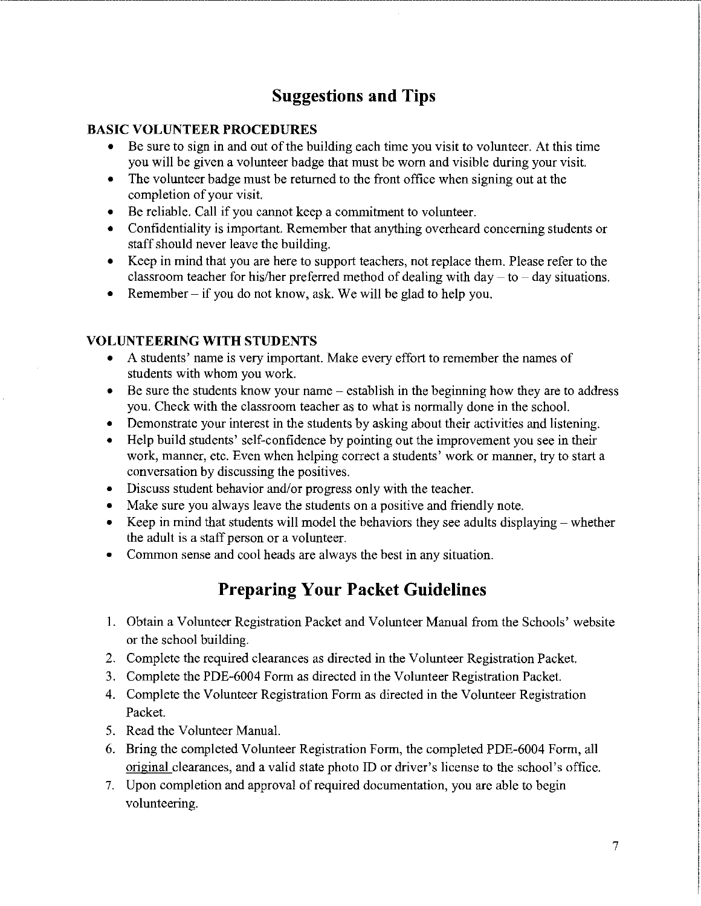# Suggestions and Tips

### BASIC VOLUNTEER PROCEDURES

- Be sure to sign in and out of the building each time you visit to volunteer. At this time you will be given a volunteer badge that must be worn and visible during your visit.
- The volunteer badge must be returned to the front office when signing out at the completion of your visit.
- Be reliable. Call if you cannot keep a commitment to volunteer.
- Confidentiality is important. Remember that anything overheard concerning students or staff should never leave the building.
- Keep in mind that you are here to support teachers, not replace them. Please refer to the classroom teacher for his/her preferred method of dealing with day – to – day situations.
- Remember – if you do not know, ask. We will be glad to help you.

### VOLUNTEERING WITH STUDENTS

- A students' name is very important. Make every effort to remember the names of students with whom you work.
- Be sure the students know your name – establish in the beginning how they are to address you. Check with the classroom teacher as to what is normally done in the school.
- Demonstrate your interest in the students by asking about their activities and listening.
- Help build students' self-confidence by pointing out the improvement you see in their work, manner, etc. Even when helping correct a students' work or manner, try to start a conversation by discussing the positives.
- Discuss student behavior and/or progress only with the teacher.
- Make sure you always leave the students on a positive and friendly note.
- Keep in mind that students will model the behaviors they see adults displaying – whether the adult is a staff person or a volunteer.
- Common sense and cool heads are always the best in any situation.

# Preparing Your Packet Guidelines

1. Obtain a Volunteer Registration Packet and Volunteer Manual from the Schools' website or the school building.
2. Complete the required clearances as directed in the Volunteer Registration Packet.
3. Complete the PDE-6004 Form as directed in the Volunteer Registration Packet.
4. Complete the Volunteer Registration Form as directed in the Volunteer Registration Packet.
5. Read the Volunteer Manual.
6. Bring the completed Volunteer Registration Form, the completed PDE-6004 Form, all original clearances, and a valid state photo ID or driver's license to the school's office.
7. Upon completion and approval of required documentation, you are able to begin volunteering.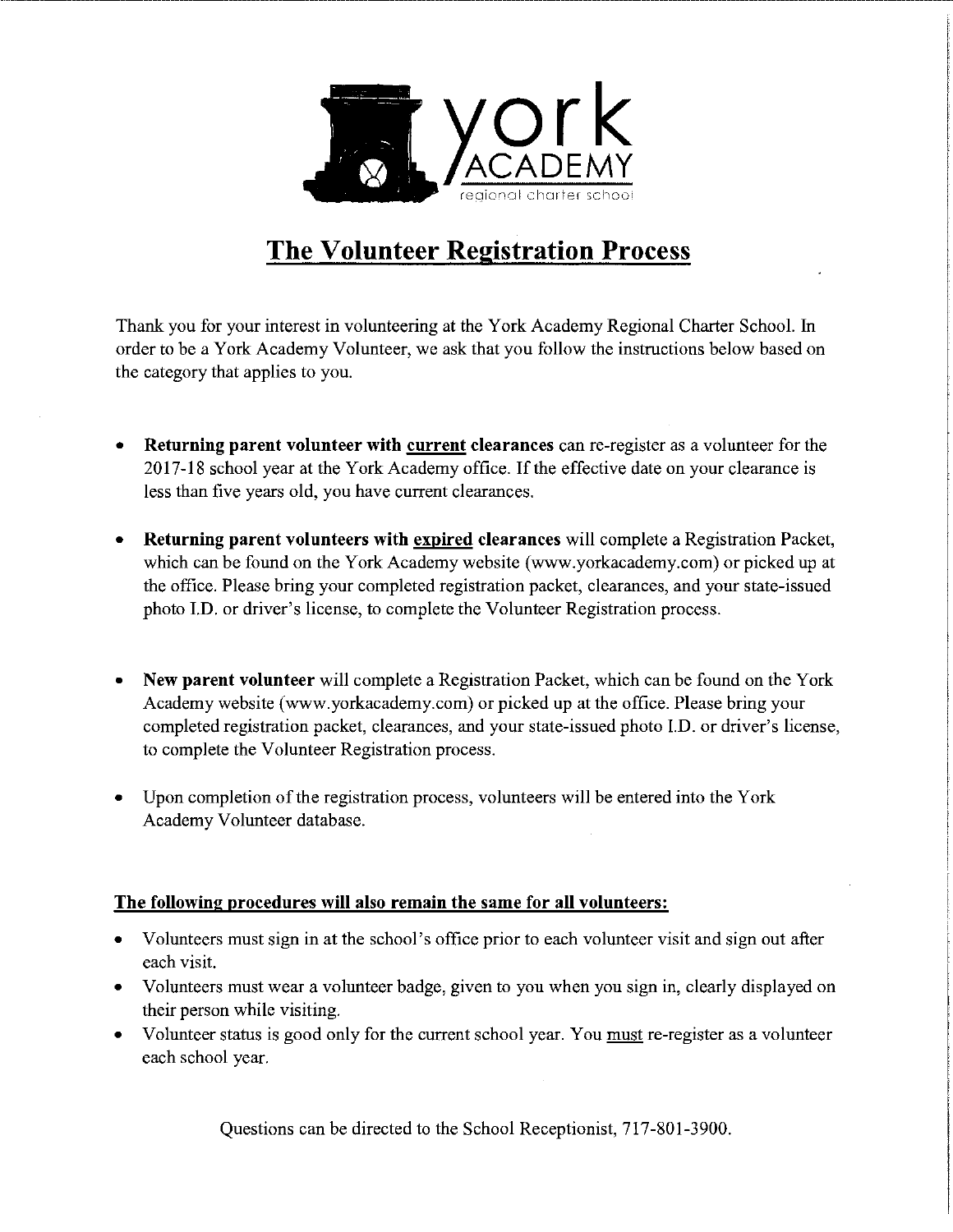York Academy regional charter school

# The Volunteer Registration Process

Thank you for your interest in volunteering at the York Academy Regional Charter School. In order to be a York Academy Volunteer, we ask that you follow the instructions below based on the category that applies to you.

- **Returning parent volunteer with current clearances** can re-register as a volunteer for the 2017-18 school year at the York Academy office. If the effective date on your clearance is less than five years old, you have current clearances.
- **Returning parent volunteers with expired clearances** will complete a Registration Packet, which can be found on the York Academy website (www.yorkacademy.com) or picked up at the office. Please bring your completed registration packet, clearances, and your state-issued photo I.D. or driver's license, to complete the Volunteer Registration process.
- **New parent volunteer** will complete a Registration Packet, which can be found on the York Academy website (www.yorkacademy.com) or picked up at the office. Please bring your completed registration packet, clearances, and your state-issued photo I.D. or driver's license, to complete the Volunteer Registration process.
- Upon completion of the registration process, volunteers will be entered into the York Academy Volunteer database.

**The following procedures will also remain the same for all volunteers:**

- Volunteers must sign in at the school's office prior to each volunteer visit and sign out after each visit.
- Volunteers must wear a volunteer badge, given to you when you sign in, clearly displayed on their person while visiting.
- Volunteer status is good only for the current school year. You must re-register as a volunteer each school year.

Questions can be directed to the School Receptionist, 717-801-3900.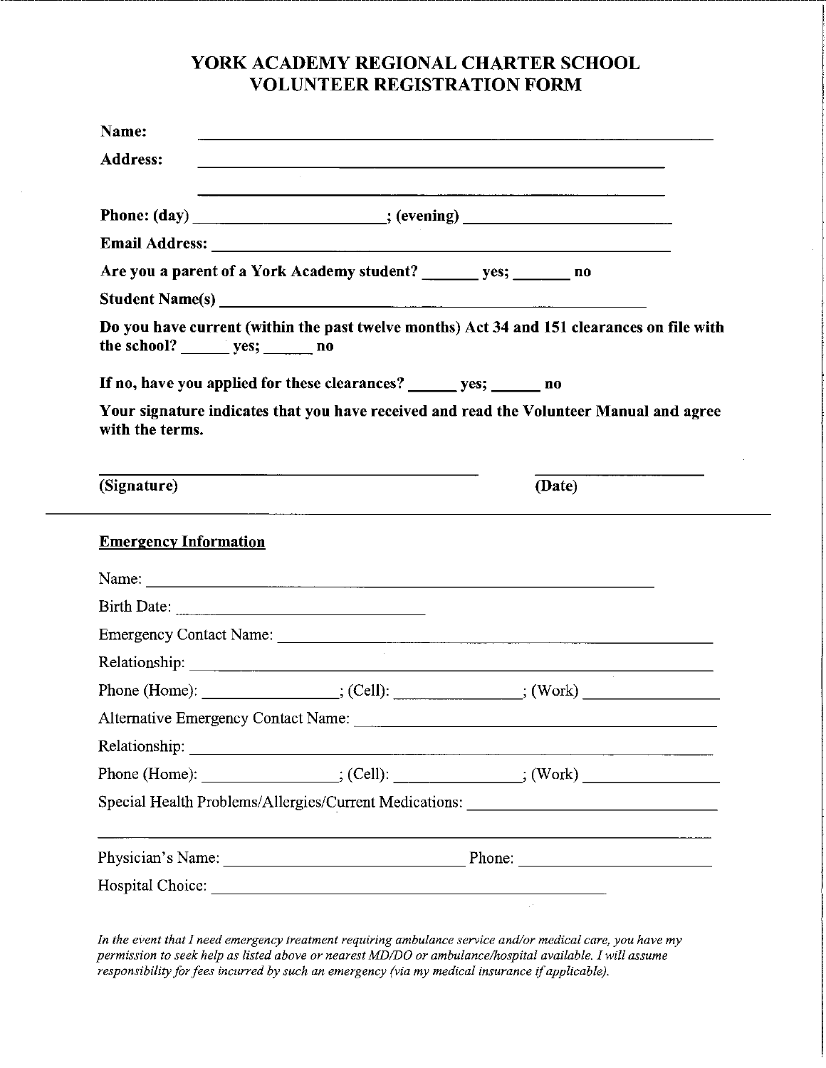# YORK ACADEMY REGIONAL CHARTER SCHOOL
# VOLUNTEER REGISTRATION FORM

**Name:** ______________________________________________

**Address:** ______________________________________________

______________________________________________

**Phone: (day)** ______________________; **(evening)** ______________________

**Email Address:** ______________________________________________

**Are you a parent of a York Academy student?** _______ **yes;** _______ **no**

**Student Name(s)** ______________________________________________

**Do you have current (within the past twelve months) Act 34 and 151 clearances on file with the school?** ______ **yes;** ______ **no**

**If no, have you applied for these clearances?** ______ **yes;** ______ **no**

**Your signature indicates that you have received and read the Volunteer Manual and agree with the terms.**

______________________________ ______________

**(Signature)** **(Date)**

---

**Emergency Information**

Name: ______________________________________________

Birth Date: ______________________

Emergency Contact Name: ______________________________________________

Relationship: ______________________________________________

Phone (Home): ________________; (Cell): _______________; (Work) ________________

Alternative Emergency Contact Name: ______________________________________________

Relationship: ______________________________________________

Phone (Home): ________________; (Cell): _______________; (Work) ________________

Special Health Problems/Allergies/Current Medications: ______________________________

______________________________________________

Physician's Name: ______________________ Phone: ______________________

Hospital Choice: ______________________________________________

*In the event that I need emergency treatment requiring ambulance service and/or medical care, you have my permission to seek help as listed above or nearest MD/DO or ambulance/hospital available. I will assume responsibility for fees incurred by such an emergency (via my medical insurance if applicable).*